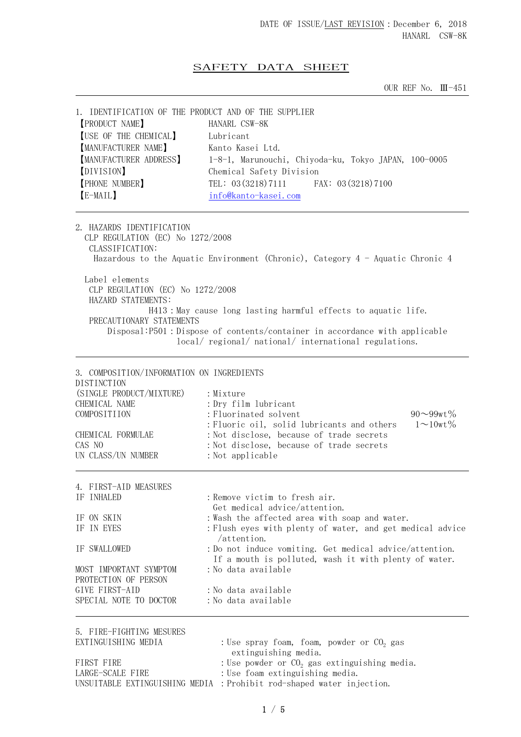DATE OF ISSUE/LAST REVISION：December 6, 2018
HANARL CSW-8K

# SAFETY DATA SHEET

OUR REF No. Ⅲ-451

## 1. IDENTIFICATION OF THE PRODUCT AND OF THE SUPPLIER

| | |
|---|---|
| 【PRODUCT NAME】 | HANARL CSW-8K |
| 【USE OF THE CHEMICAL】 | Lubricant |
| 【MANUFACTURER NAME】 | Kanto Kasei Ltd. |
| 【MANUFACTURER ADDRESS】 | 1-8-1, Marunouchi, Chiyoda-ku, Tokyo JAPAN, 100-0005 |
| 【DIVISION】 | Chemical Safety Division |
| 【PHONE NUMBER】 | TEL: 03(3218)7111 FAX: 03(3218)7100 |
| 【E-MAIL】 | info@kanto-kasei.com |

## 2. HAZARDS IDENTIFICATION

CLP REGULATION (EC) No 1272/2008

CLASSIFICATION:

Hazardous to the Aquatic Environment (Chronic), Category 4 - Aquatic Chronic 4

Label elements

CLP REGULATION (EC) No 1272/2008

HAZARD STATEMENTS:

H413：May cause long lasting harmful effects to aquatic life.

PRECAUTIONARY STATEMENTS

Disposal:P501：Dispose of contents/container in accordance with applicable local/ regional/ national/ international regulations.

## 3. COMPOSITION/INFORMATION ON INGREDIENTS

| | | |
|---|---|---|
| DISTINCTION (SINGLE PRODUCT/MIXTURE) | ：Mixture | |
| CHEMICAL NAME | ：Dry film lubricant | |
| COMPOSITIION | ：Fluorinated solvent | 90～99wt% |
| | ：Fluoric oil, solid lubricants and others | 1～10wt% |
| CHEMICAL FORMULAE | ：Not disclose, because of trade secrets | |
| CAS NO | ：Not disclose, because of trade secrets | |
| UN CLASS/UN NUMBER | ：Not applicable | |

## 4. FIRST-AID MEASURES

| | |
|---|---|
| IF INHALED | ：Remove victim to fresh air. Get medical advice/attention. |
| IF ON SKIN | ：Wash the affected area with soap and water. |
| IF IN EYES | ：Flush eyes with plenty of water, and get medical advice /attention. |
| IF SWALLOWED | ：Do not induce vomiting. Get medical advice/attention. If a mouth is polluted, wash it with plenty of water. |
| MOST IMPORTANT SYMPTOM | ：No data available |
| PROTECTION OF PERSON GIVE FIRST-AID | ：No data available |
| SPECIAL NOTE TO DOCTOR | ：No data available |

## 5. FIRE-FIGHTING MESURES

| | |
|---|---|
| EXTINGUISHING MEDIA | ：Use spray foam, foam, powder or $CO_2$ gas extinguishing media. |
| FIRST FIRE | ：Use powder or $CO_2$ gas extinguishing media. |
| LARGE-SCALE FIRE | ：Use foam extinguishing media. |
| UNSUITABLE EXTINGUISHING MEDIA | ：Prohibit rod-shaped water injection. |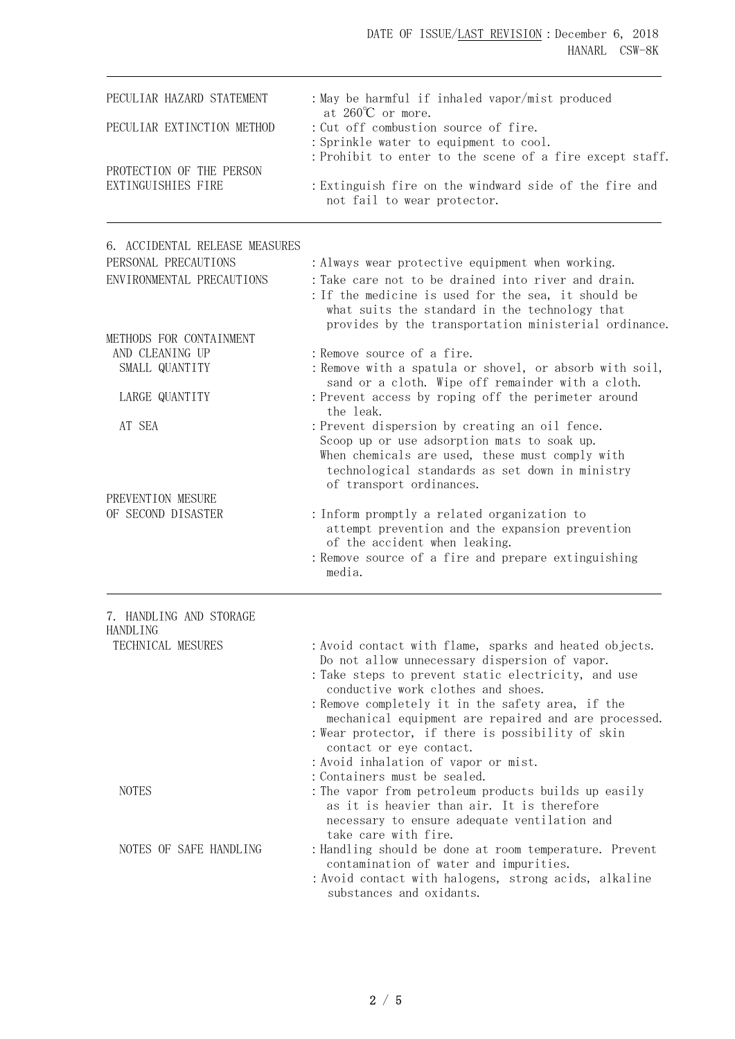| | |
|---|---|
| PECULIAR HAZARD STATEMENT | : May be harmful if inhaled vapor/mist produced at 260℃ or more. |
| PECULIAR EXTINCTION METHOD | : Cut off combustion source of fire.<br>: Sprinkle water to equipment to cool.<br>: Prohibit to enter to the scene of a fire except staff. |
| PROTECTION OF THE PERSON EXTINGUISHIES FIRE | : Extinguish fire on the windward side of the fire and not fail to wear protector. |

## 6. ACCIDENTAL RELEASE MEASURES

| | |
|---|---|
| PERSONAL PRECAUTIONS | : Always wear protective equipment when working. |
| ENVIRONMENTAL PRECAUTIONS | : Take care not to be drained into river and drain.<br>: If the medicine is used for the sea, it should be what suits the standard in the technology that provides by the transportation ministerial ordinance. |
| METHODS FOR CONTAINMENT AND CLEANING UP | : Remove source of a fire. |
| SMALL QUANTITY | : Remove with a spatula or shovel, or absorb with soil, sand or a cloth. Wipe off remainder with a cloth. |
| LARGE QUANTITY | : Prevent access by roping off the perimeter around the leak. |
| AT SEA | : Prevent dispersion by creating an oil fence. Scoop up or use adsorption mats to soak up. When chemicals are used, these must comply with technological standards as set down in ministry of transport ordinances. |
| PREVENTION MESURE OF SECOND DISASTER | : Inform promptly a related organization to attempt prevention and the expansion prevention of the accident when leaking.<br>: Remove source of a fire and prepare extinguishing media. |

## 7. HANDLING AND STORAGE

HANDLING

| | |
|---|---|
| TECHNICAL MESURES | : Avoid contact with flame, sparks and heated objects. Do not allow unnecessary dispersion of vapor.<br>: Take steps to prevent static electricity, and use conductive work clothes and shoes.<br>: Remove completely it in the safety area, if the mechanical equipment are repaired and are processed.<br>: Wear protector, if there is possibility of skin contact or eye contact.<br>: Avoid inhalation of vapor or mist.<br>: Containers must be sealed. |
| NOTES | : The vapor from petroleum products builds up easily as it is heavier than air. It is therefore necessary to ensure adequate ventilation and take care with fire. |
| NOTES OF SAFE HANDLING | : Handling should be done at room temperature. Prevent contamination of water and impurities.<br>: Avoid contact with halogens, strong acids, alkaline substances and oxidants. |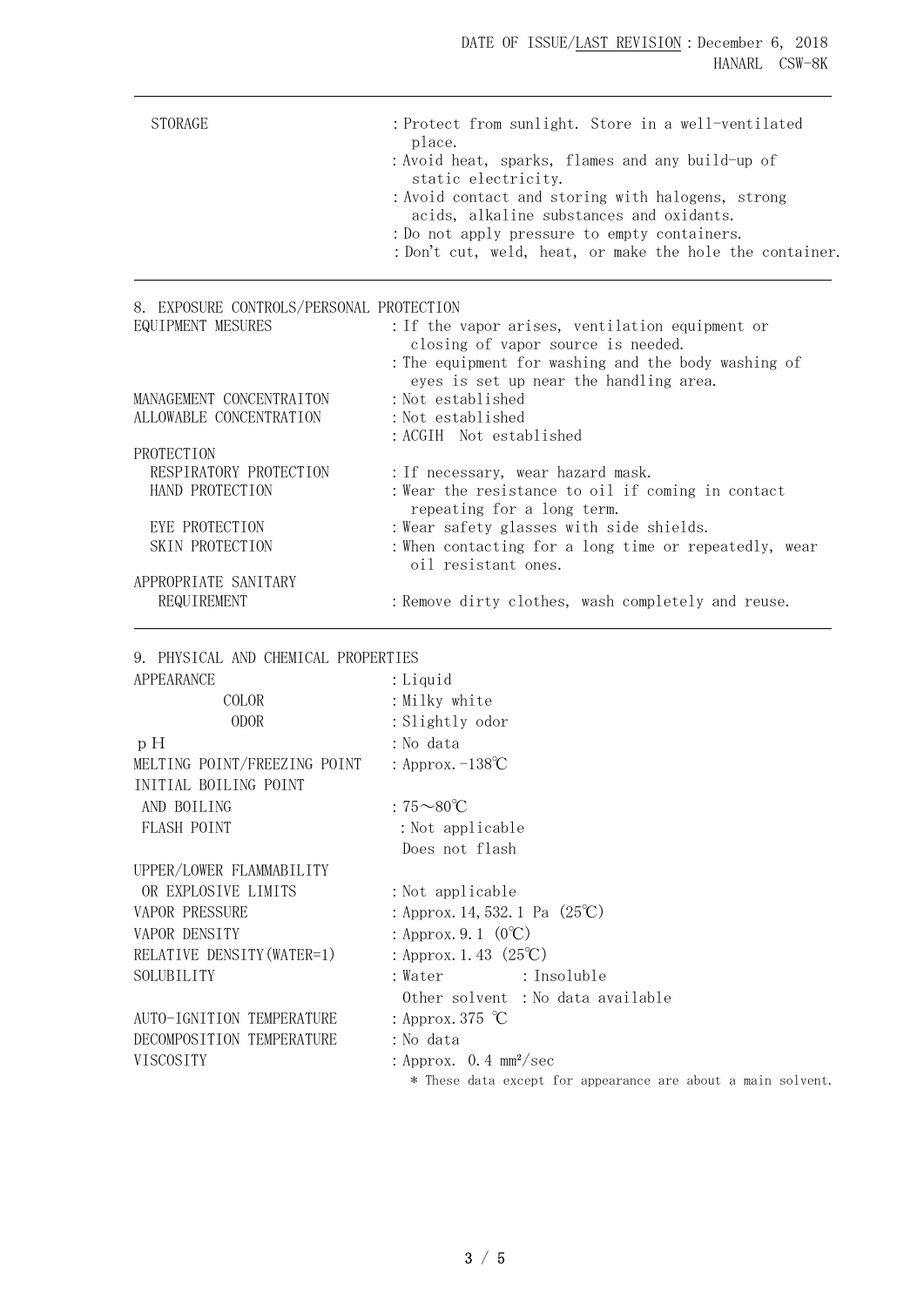| | |
|---|---|
| STORAGE | : Protect from sunlight. Store in a well-ventilated place. |
| | : Avoid heat, sparks, flames and any build-up of static electricity. |
| | : Avoid contact and storing with halogens, strong acids, alkaline substances and oxidants. |
| | : Do not apply pressure to empty containers. |
| | : Don't cut, weld, heat, or make the hole the container. |

## 8. EXPOSURE CONTROLS/PERSONAL PROTECTION

| | |
|---|---|
| EQUIPMENT MESURES | : If the vapor arises, ventilation equipment or closing of vapor source is needed. |
| | : The equipment for washing and the body washing of eyes is set up near the handling area. |
| MANAGEMENT CONCENTRAITON | : Not established |
| ALLOWABLE CONCENTRATION | : Not established |
| | : ACGIH Not established |
| PROTECTION | |
| RESPIRATORY PROTECTION | : If necessary, wear hazard mask. |
| HAND PROTECTION | : Wear the resistance to oil if coming in contact repeating for a long term. |
| EYE PROTECTION | : Wear safety glasses with side shields. |
| SKIN PROTECTION | : When contacting for a long time or repeatedly, wear oil resistant ones. |
| APPROPRIATE SANITARY REQUIREMENT | : Remove dirty clothes, wash completely and reuse. |

## 9. PHYSICAL AND CHEMICAL PROPERTIES

| | |
|---|---|
| APPEARANCE | : Liquid |
| COLOR | : Milky white |
| ODOR | : Slightly odor |
| pH | : No data |
| MELTING POINT/FREEZING POINT | : Approx. -138℃ |
| INITIAL BOILING POINT AND BOILING | : 75～80℃ |
| FLASH POINT | : Not applicable Does not flash |
| UPPER/LOWER FLAMMABILITY OR EXPLOSIVE LIMITS | : Not applicable |
| VAPOR PRESSURE | : Approx. 14,532.1 Pa (25℃) |
| VAPOR DENSITY | : Approx. 9.1 (0℃) |
| RELATIVE DENSITY(WATER=1) | : Approx. 1.43 (25℃) |
| SOLUBILITY | : Water : Insoluble |
| | Other solvent : No data available |
| AUTO-IGNITION TEMPERATURE | : Approx. 375 ℃ |
| DECOMPOSITION TEMPERATURE | : No data |
| VISCOSITY | : Approx. 0.4 $mm^2$/sec |

\* These data except for appearance are about a main solvent.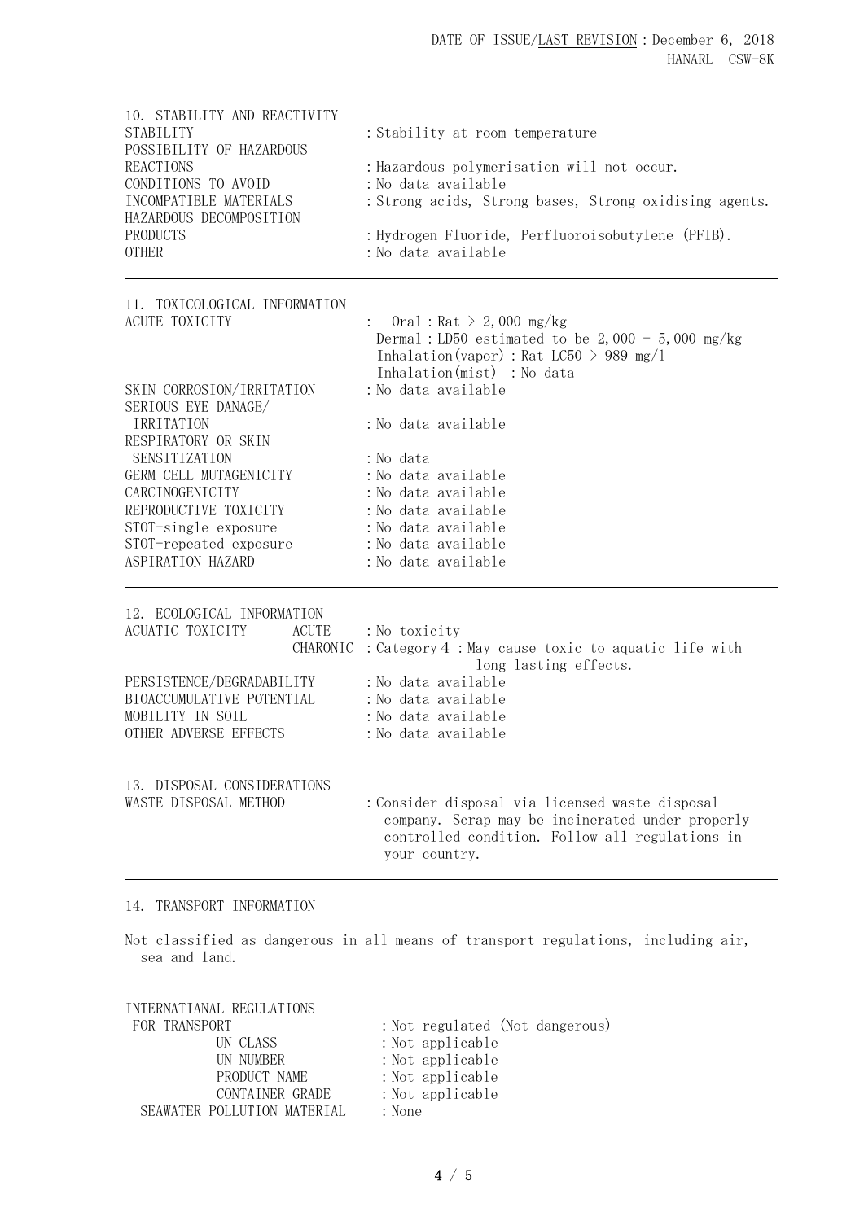## 10. STABILITY AND REACTIVITY

| | |
|---|---|
| STABILITY | : Stability at room temperature |
| POSSIBILITY OF HAZARDOUS REACTIONS | : Hazardous polymerisation will not occur. |
| CONDITIONS TO AVOID | : No data available |
| INCOMPATIBLE MATERIALS | : Strong acids, Strong bases, Strong oxidising agents. |
| HAZARDOUS DECOMPOSITION PRODUCTS | : Hydrogen Fluoride, Perfluoroisobutylene (PFIB). |
| OTHER | : No data available |

## 11. TOXICOLOGICAL INFORMATION

| | |
|---|---|
| ACUTE TOXICITY | : Oral : Rat > 2,000 mg/kg<br>Dermal : LD50 estimated to be 2,000 - 5,000 mg/kg<br>Inhalation(vapor) : Rat LC50 > 989 mg/l<br>Inhalation(mist) : No data |
| SKIN CORROSION/IRRITATION | : No data available |
| SERIOUS EYE DANAGE/ IRRITATION | : No data available |
| RESPIRATORY OR SKIN SENSITIZATION | : No data |
| GERM CELL MUTAGENICITY | : No data available |
| CARCINOGENICITY | : No data available |
| REPRODUCTIVE TOXICITY | : No data available |
| STOT-single exposure | : No data available |
| STOT-repeated exposure | : No data available |
| ASPIRATION HAZARD | : No data available |

## 12. ECOLOGICAL INFORMATION

| | | |
|---|---|---|
| ACUATIC TOXICITY | ACUTE | : No toxicity |
| | CHARONIC | : Category 4 : May cause toxic to aquatic life with long lasting effects. |
| PERSISTENCE/DEGRADABILITY | | : No data available |
| BIOACCUMULATIVE POTENTIAL | | : No data available |
| MOBILITY IN SOIL | | : No data available |
| OTHER ADVERSE EFFECTS | | : No data available |

## 13. DISPOSAL CONSIDERATIONS

| | |
|---|---|
| WASTE DISPOSAL METHOD | : Consider disposal via licensed waste disposal company. Scrap may be incinerated under properly controlled condition. Follow all regulations in your country. |

## 14. TRANSPORT INFORMATION

Not classified as dangerous in all means of transport regulations, including air, sea and land.

| | |
|---|---|
| INTERNATIANAL REGULATIONS FOR TRANSPORT | : Not regulated (Not dangerous) |
| UN CLASS | : Not applicable |
| UN NUMBER | : Not applicable |
| PRODUCT NAME | : Not applicable |
| CONTAINER GRADE | : Not applicable |
| SEAWATER POLLUTION MATERIAL | : None |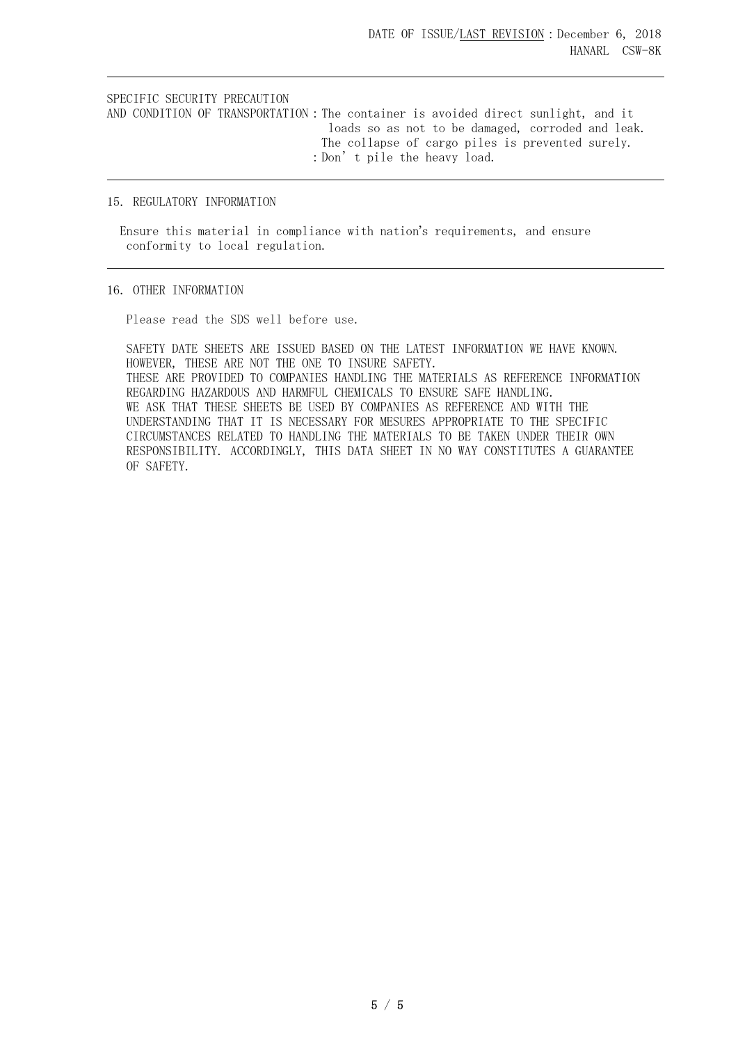SPECIFIC SECURITY PRECAUTION AND CONDITION OF TRANSPORTATION : The container is avoided direct sunlight, and it loads so as not to be damaged, corroded and leak. The collapse of cargo piles is prevented surely.
: Don’t pile the heavy load.

## 15. REGULATORY INFORMATION

Ensure this material in compliance with nation’s requirements, and ensure conformity to local regulation.

## 16. OTHER INFORMATION

Please read the SDS well before use.

SAFETY DATE SHEETS ARE ISSUED BASED ON THE LATEST INFORMATION WE HAVE KNOWN. HOWEVER, THESE ARE NOT THE ONE TO INSURE SAFETY.
THESE ARE PROVIDED TO COMPANIES HANDLING THE MATERIALS AS REFERENCE INFORMATION REGARDING HAZARDOUS AND HARMFUL CHEMICALS TO ENSURE SAFE HANDLING.
WE ASK THAT THESE SHEETS BE USED BY COMPANIES AS REFERENCE AND WITH THE UNDERSTANDING THAT IT IS NECESSARY FOR MESURES APPROPRIATE TO THE SPECIFIC CIRCUMSTANCES RELATED TO HANDLING THE MATERIALS TO BE TAKEN UNDER THEIR OWN RESPONSIBILITY. ACCORDINGLY, THIS DATA SHEET IN NO WAY CONSTITUTES A GUARANTEE OF SAFETY.